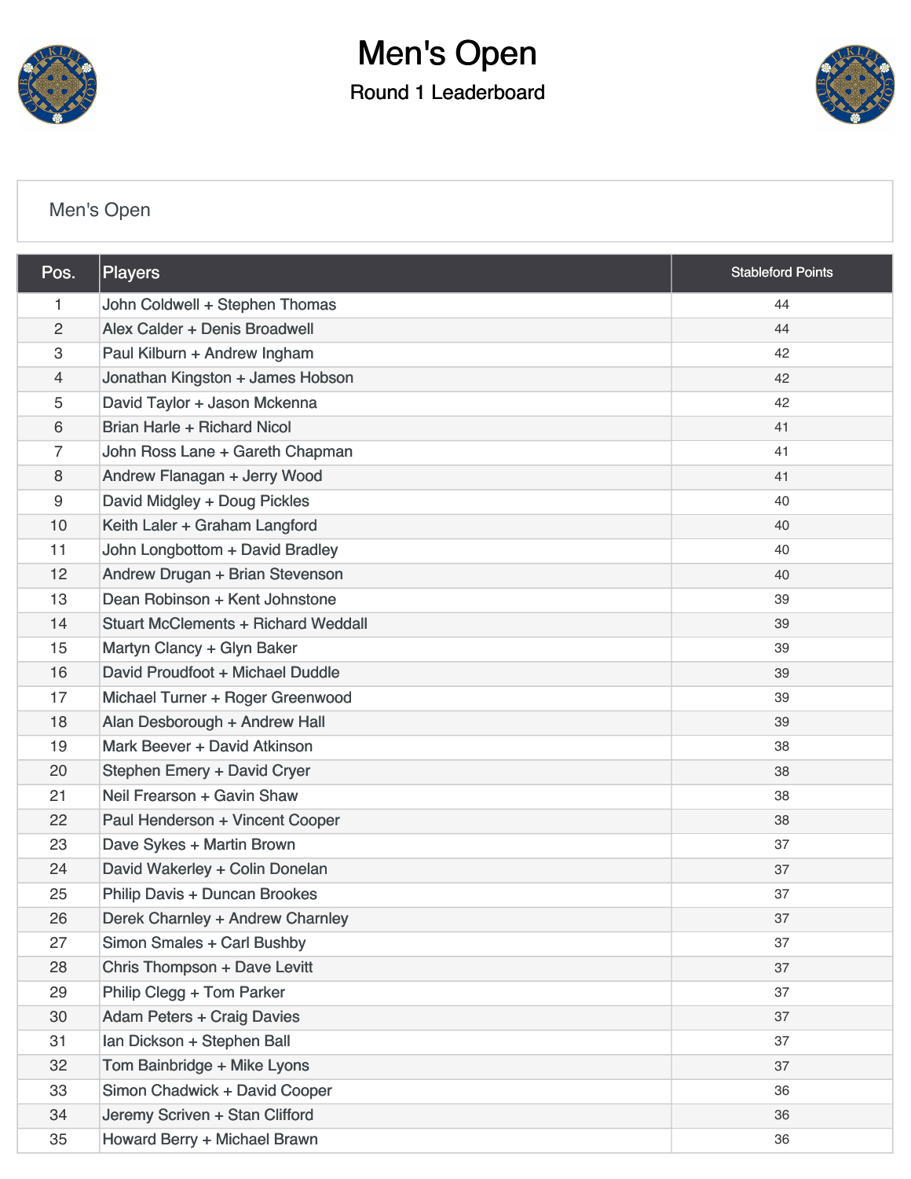# Men's Open

## Round 1 Leaderboard

Men's Open

| Pos. | Players | Stableford Points |
|---|---|---|
| 1 | John Coldwell + Stephen Thomas | 44 |
| 2 | Alex Calder + Denis Broadwell | 44 |
| 3 | Paul Kilburn + Andrew Ingham | 42 |
| 4 | Jonathan Kingston + James Hobson | 42 |
| 5 | David Taylor + Jason Mckenna | 42 |
| 6 | Brian Harle + Richard Nicol | 41 |
| 7 | John Ross Lane + Gareth Chapman | 41 |
| 8 | Andrew Flanagan + Jerry Wood | 41 |
| 9 | David Midgley + Doug Pickles | 40 |
| 10 | Keith Laler + Graham Langford | 40 |
| 11 | John Longbottom + David Bradley | 40 |
| 12 | Andrew Drugan + Brian Stevenson | 40 |
| 13 | Dean Robinson + Kent Johnstone | 39 |
| 14 | Stuart McClements + Richard Weddall | 39 |
| 15 | Martyn Clancy + Glyn Baker | 39 |
| 16 | David Proudfoot + Michael Duddle | 39 |
| 17 | Michael Turner + Roger Greenwood | 39 |
| 18 | Alan Desborough + Andrew Hall | 39 |
| 19 | Mark Beever + David Atkinson | 38 |
| 20 | Stephen Emery + David Cryer | 38 |
| 21 | Neil Frearson + Gavin Shaw | 38 |
| 22 | Paul Henderson + Vincent Cooper | 38 |
| 23 | Dave Sykes + Martin Brown | 37 |
| 24 | David Wakerley + Colin Donelan | 37 |
| 25 | Philip Davis + Duncan Brookes | 37 |
| 26 | Derek Charnley + Andrew Charnley | 37 |
| 27 | Simon Smales + Carl Bushby | 37 |
| 28 | Chris Thompson + Dave Levitt | 37 |
| 29 | Philip Clegg + Tom Parker | 37 |
| 30 | Adam Peters + Craig Davies | 37 |
| 31 | Ian Dickson + Stephen Ball | 37 |
| 32 | Tom Bainbridge + Mike Lyons | 37 |
| 33 | Simon Chadwick + David Cooper | 36 |
| 34 | Jeremy Scriven + Stan Clifford | 36 |
| 35 | Howard Berry + Michael Brawn | 36 |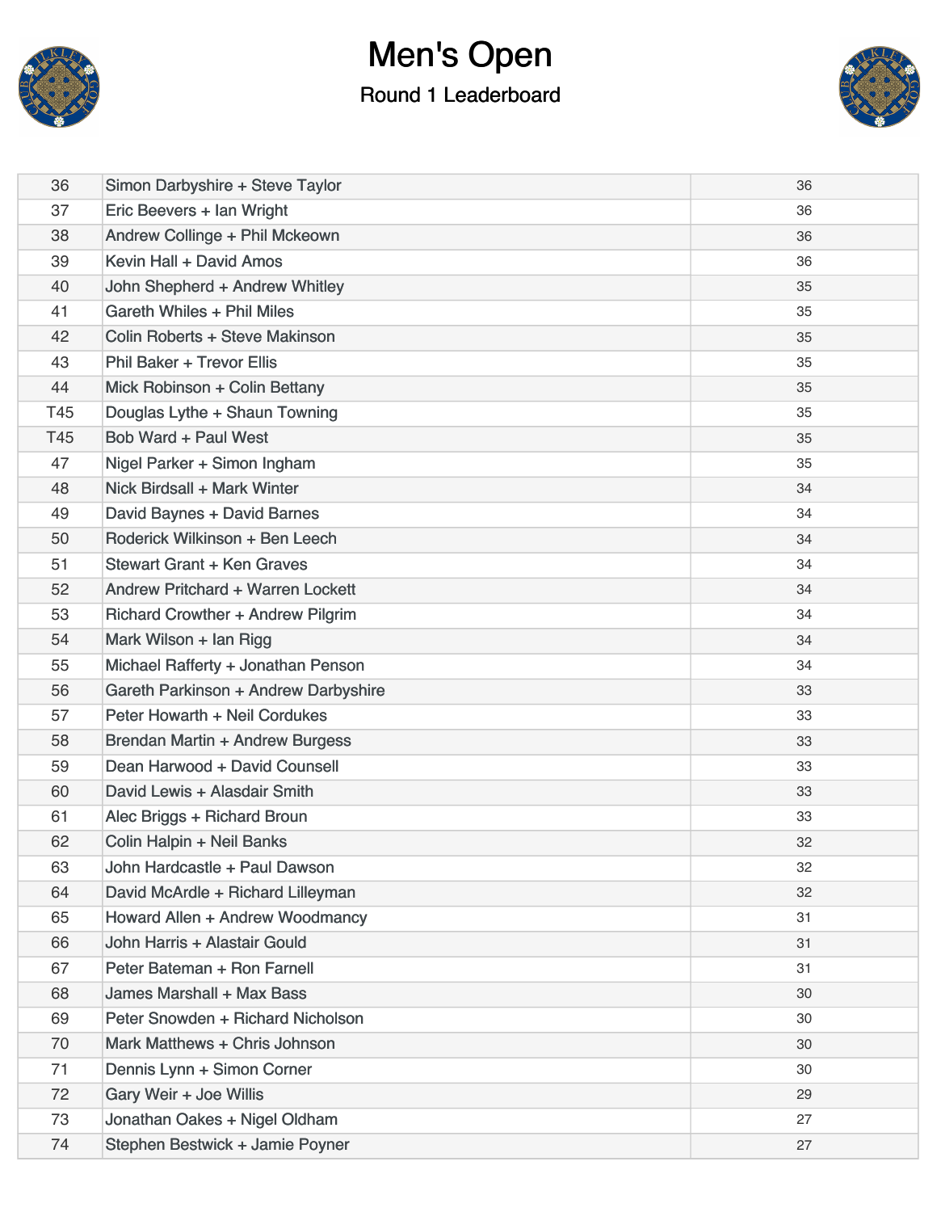# Men's Open

## Round 1 Leaderboard

| | | |
|---|---|---|
| 36 | Simon Darbyshire + Steve Taylor | 36 |
| 37 | Eric Beevers + Ian Wright | 36 |
| 38 | Andrew Collinge + Phil Mckeown | 36 |
| 39 | Kevin Hall + David Amos | 36 |
| 40 | John Shepherd + Andrew Whitley | 35 |
| 41 | Gareth Whiles + Phil Miles | 35 |
| 42 | Colin Roberts + Steve Makinson | 35 |
| 43 | Phil Baker + Trevor Ellis | 35 |
| 44 | Mick Robinson + Colin Bettany | 35 |
| T45 | Douglas Lythe + Shaun Towning | 35 |
| T45 | Bob Ward + Paul West | 35 |
| 47 | Nigel Parker + Simon Ingham | 35 |
| 48 | Nick Birdsall + Mark Winter | 34 |
| 49 | David Baynes + David Barnes | 34 |
| 50 | Roderick Wilkinson + Ben Leech | 34 |
| 51 | Stewart Grant + Ken Graves | 34 |
| 52 | Andrew Pritchard + Warren Lockett | 34 |
| 53 | Richard Crowther + Andrew Pilgrim | 34 |
| 54 | Mark Wilson + Ian Rigg | 34 |
| 55 | Michael Rafferty + Jonathan Penson | 34 |
| 56 | Gareth Parkinson + Andrew Darbyshire | 33 |
| 57 | Peter Howarth + Neil Cordukes | 33 |
| 58 | Brendan Martin + Andrew Burgess | 33 |
| 59 | Dean Harwood + David Counsell | 33 |
| 60 | David Lewis + Alasdair Smith | 33 |
| 61 | Alec Briggs + Richard Broun | 33 |
| 62 | Colin Halpin + Neil Banks | 32 |
| 63 | John Hardcastle + Paul Dawson | 32 |
| 64 | David McArdle + Richard Lilleyman | 32 |
| 65 | Howard Allen + Andrew Woodmancy | 31 |
| 66 | John Harris + Alastair Gould | 31 |
| 67 | Peter Bateman + Ron Farnell | 31 |
| 68 | James Marshall + Max Bass | 30 |
| 69 | Peter Snowden + Richard Nicholson | 30 |
| 70 | Mark Matthews + Chris Johnson | 30 |
| 71 | Dennis Lynn + Simon Corner | 30 |
| 72 | Gary Weir + Joe Willis | 29 |
| 73 | Jonathan Oakes + Nigel Oldham | 27 |
| 74 | Stephen Bestwick + Jamie Poyner | 27 |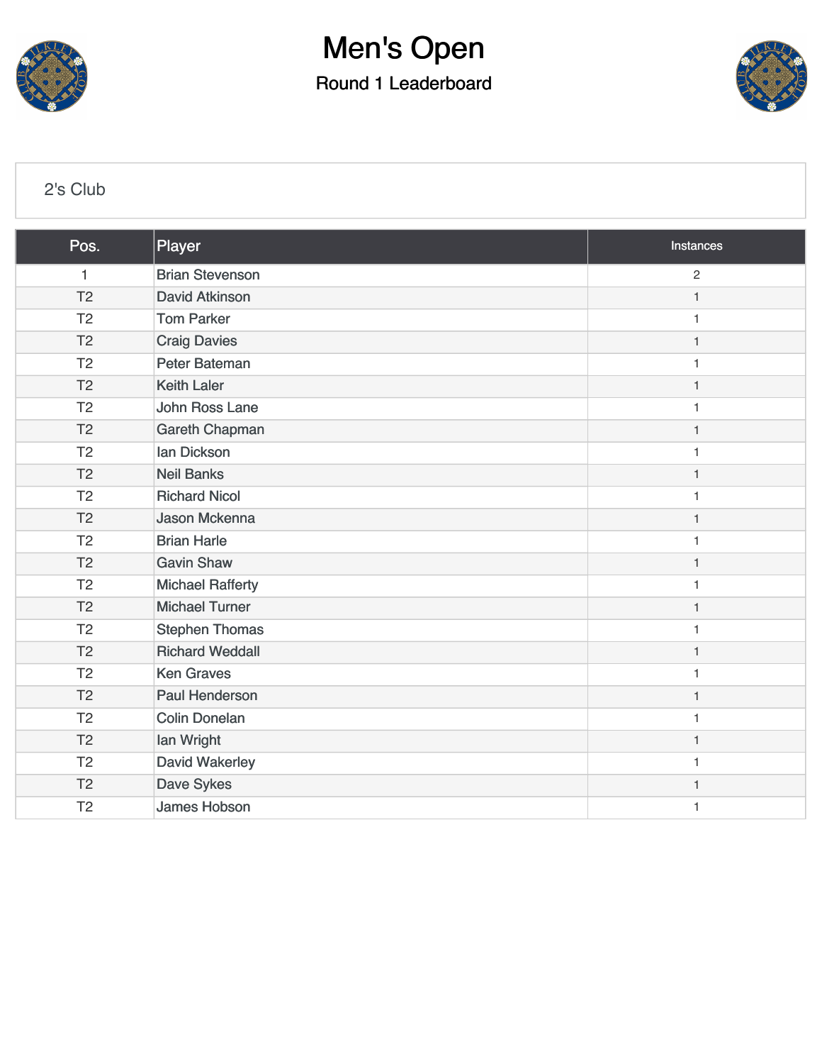# Men's Open

## Round 1 Leaderboard

2's Club

| Pos. | Player | Instances |
|---|---|---|
| 1 | Brian Stevenson | 2 |
| T2 | David Atkinson | 1 |
| T2 | Tom Parker | 1 |
| T2 | Craig Davies | 1 |
| T2 | Peter Bateman | 1 |
| T2 | Keith Laler | 1 |
| T2 | John Ross Lane | 1 |
| T2 | Gareth Chapman | 1 |
| T2 | Ian Dickson | 1 |
| T2 | Neil Banks | 1 |
| T2 | Richard Nicol | 1 |
| T2 | Jason Mckenna | 1 |
| T2 | Brian Harle | 1 |
| T2 | Gavin Shaw | 1 |
| T2 | Michael Rafferty | 1 |
| T2 | Michael Turner | 1 |
| T2 | Stephen Thomas | 1 |
| T2 | Richard Weddall | 1 |
| T2 | Ken Graves | 1 |
| T2 | Paul Henderson | 1 |
| T2 | Colin Donelan | 1 |
| T2 | Ian Wright | 1 |
| T2 | David Wakerley | 1 |
| T2 | Dave Sykes | 1 |
| T2 | James Hobson | 1 |